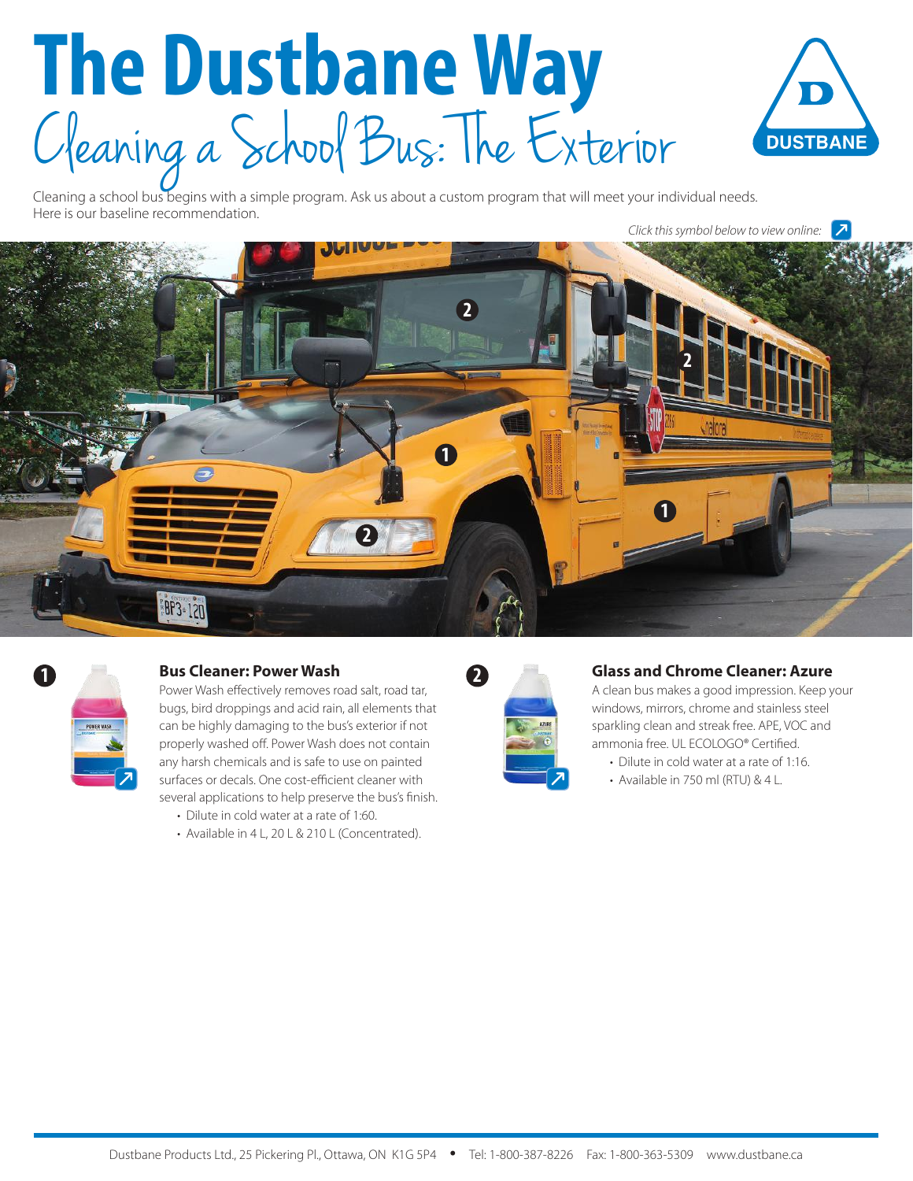# The Dustbane Way

## Cleaning a School Bus: The Exterior

Cleaning a school bus begins with a simple program. Ask us about a custom program that will meet your individual needs. Here is our baseline recommendation.

*Click this symbol below to view online:*

### 1 Bus Cleaner: Power Wash

Power Wash effectively removes road salt, road tar, bugs, bird droppings and acid rain, all elements that can be highly damaging to the bus's exterior if not properly washed off. Power Wash does not contain any harsh chemicals and is safe to use on painted surfaces or decals. One cost-efficient cleaner with several applications to help preserve the bus's finish.

- Dilute in cold water at a rate of 1:60.
- Available in 4 L, 20 L & 210 L (Concentrated).

### 2 Glass and Chrome Cleaner: Azure

A clean bus makes a good impression. Keep your windows, mirrors, chrome and stainless steel sparkling clean and streak free. APE, VOC and ammonia free. UL ECOLOGO® Certified.

- Dilute in cold water at a rate of 1:16.
- Available in 750 ml (RTU) & 4 L.

Dustbane Products Ltd., 25 Pickering Pl., Ottawa, ON K1G 5P4 • Tel: 1-800-387-8226 Fax: 1-800-363-5309 www.dustbane.ca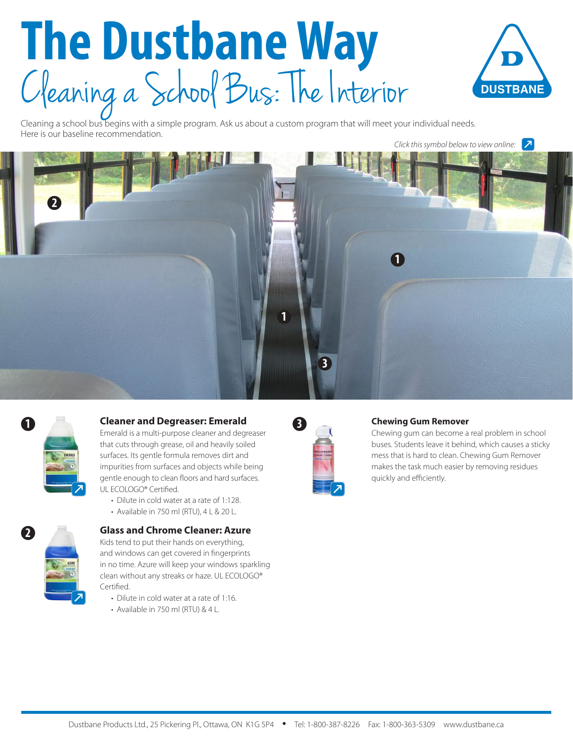# The Dustbane Way

## Cleaning a School Bus: The Interior

Cleaning a school bus begins with a simple program. Ask us about a custom program that will meet your individual needs. Here is our baseline recommendation.

*Click this symbol below to view online:*

**1**

### Cleaner and Degreaser: Emerald

Emerald is a multi-purpose cleaner and degreaser that cuts through grease, oil and heavily soiled surfaces. Its gentle formula removes dirt and impurities from surfaces and objects while being gentle enough to clean floors and hard surfaces. UL ECOLOGO® Certified.

- Dilute in cold water at a rate of 1:128.
- Available in 750 ml (RTU), 4 L & 20 L.

**2**

### Glass and Chrome Cleaner: Azure

Kids tend to put their hands on everything, and windows can get covered in fingerprints in no time. Azure will keep your windows sparkling clean without any streaks or haze. UL ECOLOGO® Certified.

- Dilute in cold water at a rate of 1:16.
- Available in 750 ml (RTU) & 4 L.

**3**

### Chewing Gum Remover

Chewing gum can become a real problem in school buses. Students leave it behind, which causes a sticky mess that is hard to clean. Chewing Gum Remover makes the task much easier by removing residues quickly and efficiently.

Dustbane Products Ltd., 25 Pickering Pl., Ottawa, ON K1G 5P4 • Tel: 1-800-387-8226 Fax: 1-800-363-5309 www.dustbane.ca